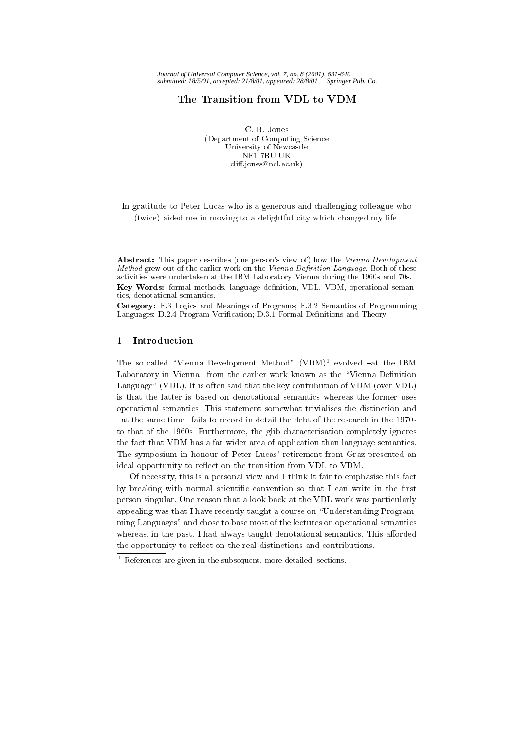# The Transition from VDL to VDM

C. B. Jones
(Department of Computing Science
University of Newcastle
NE1 7RU UK
cliff.jones@ncl.ac.uk)

In gratitude to Peter Lucas who is a generous and challenging colleague who (twice) aided me in moving to a delightful city which changed my life.

**Abstract:** This paper describes (one person's view of) how the *Vienna Development Method* grew out of the earlier work on the *Vienna Definition Language*. Both of these activities were undertaken at the IBM Laboratory Vienna during the 1960s and 70s.

**Key Words:** formal methods, language definition, VDL, VDM, operational semantics, denotational semantics.

**Category:** F.3 Logics and Meanings of Programs; F.3.2 Semantics of Programming Languages; D.2.4 Program Verification; D.3.1 Formal Definitions and Theory

## 1 Introduction

The so-called "Vienna Development Method" (VDM)[1] evolved –at the IBM Laboratory in Vienna– from the earlier work known as the "Vienna Definition Language" (VDL). It is often said that the key contribution of VDM (over VDL) is that the latter is based on denotational semantics whereas the former uses operational semantics. This statement somewhat trivialises the distinction and –at the same time– fails to record in detail the debt of the research in the 1970s to that of the 1960s. Furthermore, the glib characterisation completely ignores the fact that VDM has a far wider area of application than language semantics. The symposium in honour of Peter Lucas' retirement from Graz presented an ideal opportunity to reflect on the transition from VDL to VDM.

Of necessity, this is a personal view and I think it fair to emphasise this fact by breaking with normal scientific convention so that I can write in the first person singular. One reason that a look back at the VDL work was particularly appealing was that I have recently taught a course on "Understanding Programming Languages" and chose to base most of the lectures on operational semantics whereas, in the past, I had always taught denotational semantics. This afforded the opportunity to reflect on the real distinctions and contributions.

[1] References are given in the subsequent, more detailed, sections.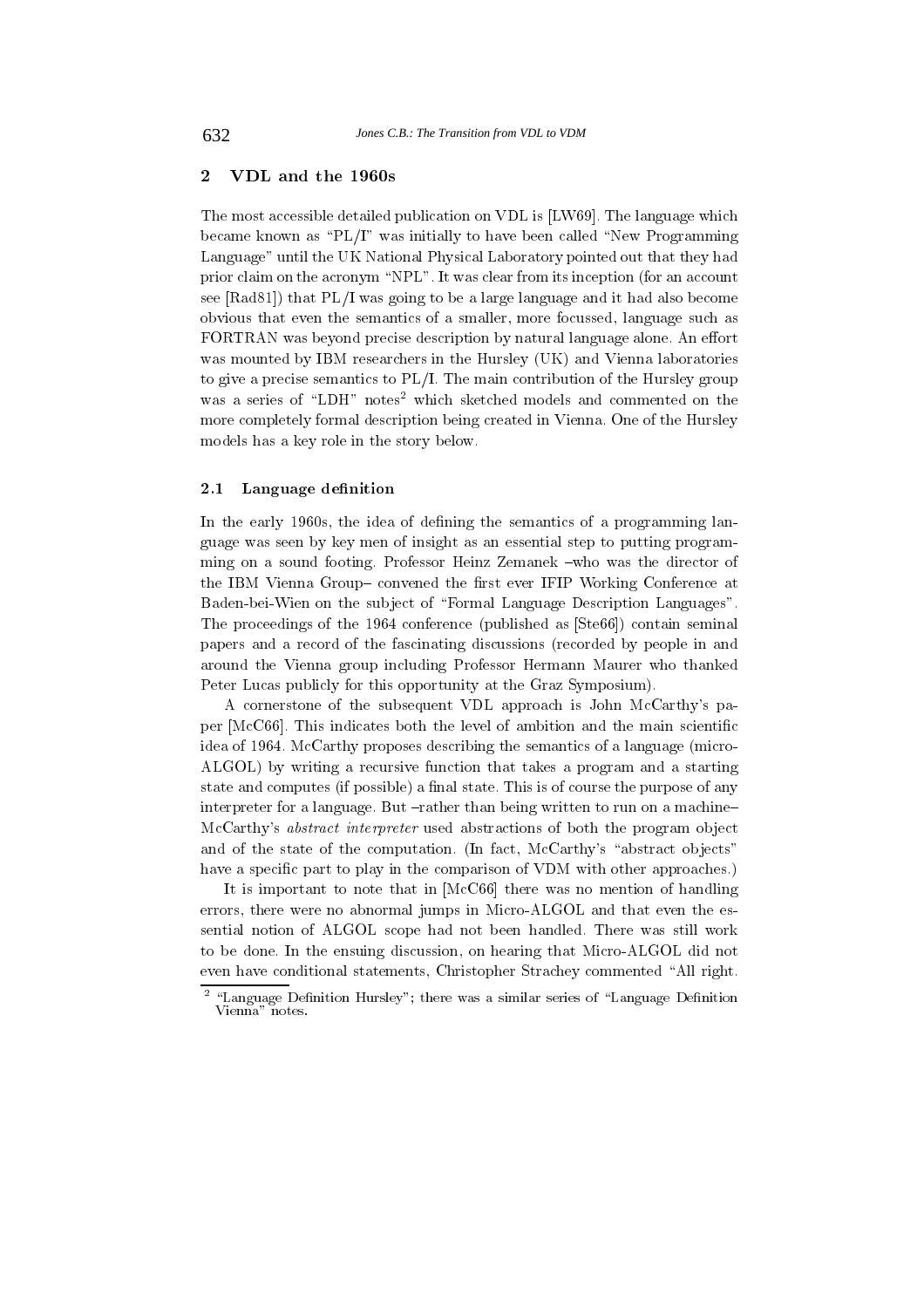## 2 VDL and the 1960s

The most accessible detailed publication on VDL is [LW69]. The language which became known as "PL/I" was initially to have been called "New Programming Language" until the UK National Physical Laboratory pointed out that they had prior claim on the acronym "NPL". It was clear from its inception (for an account see [Rad81]) that PL/I was going to be a large language and it had also become obvious that even the semantics of a smaller, more focussed, language such as FORTRAN was beyond precise description by natural language alone. An effort was mounted by IBM researchers in the Hursley (UK) and Vienna laboratories to give a precise semantics to PL/I. The main contribution of the Hursley group was a series of "LDH" notes[2] which sketched models and commented on the more completely formal description being created in Vienna. One of the Hursley models has a key role in the story below.

### 2.1 Language definition

In the early 1960s, the idea of defining the semantics of a programming language was seen by key men of insight as an essential step to putting programming on a sound footing. Professor Heinz Zemanek –who was the director of the IBM Vienna Group– convened the first ever IFIP Working Conference at Baden-bei-Wien on the subject of "Formal Language Description Languages". The proceedings of the 1964 conference (published as [Ste66]) contain seminal papers and a record of the fascinating discussions (recorded by people in and around the Vienna group including Professor Hermann Maurer who thanked Peter Lucas publicly for this opportunity at the Graz Symposium).

A cornerstone of the subsequent VDL approach is John McCarthy's paper [McC66]. This indicates both the level of ambition and the main scientific idea of 1964. McCarthy proposes describing the semantics of a language (micro-ALGOL) by writing a recursive function that takes a program and a starting state and computes (if possible) a final state. This is of course the purpose of any interpreter for a language. But –rather than being written to run on a machine– McCarthy's *abstract interpreter* used abstractions of both the program object and of the state of the computation. (In fact, McCarthy's "abstract objects" have a specific part to play in the comparison of VDM with other approaches.)

It is important to note that in [McC66] there was no mention of handling errors, there were no abnormal jumps in Micro-ALGOL and that even the essential notion of ALGOL scope had not been handled. There was still work to be done. In the ensuing discussion, on hearing that Micro-ALGOL did not even have conditional statements, Christopher Strachey commented "All right.

[2] "Language Definition Hursley"; there was a similar series of "Language Definition Vienna" notes.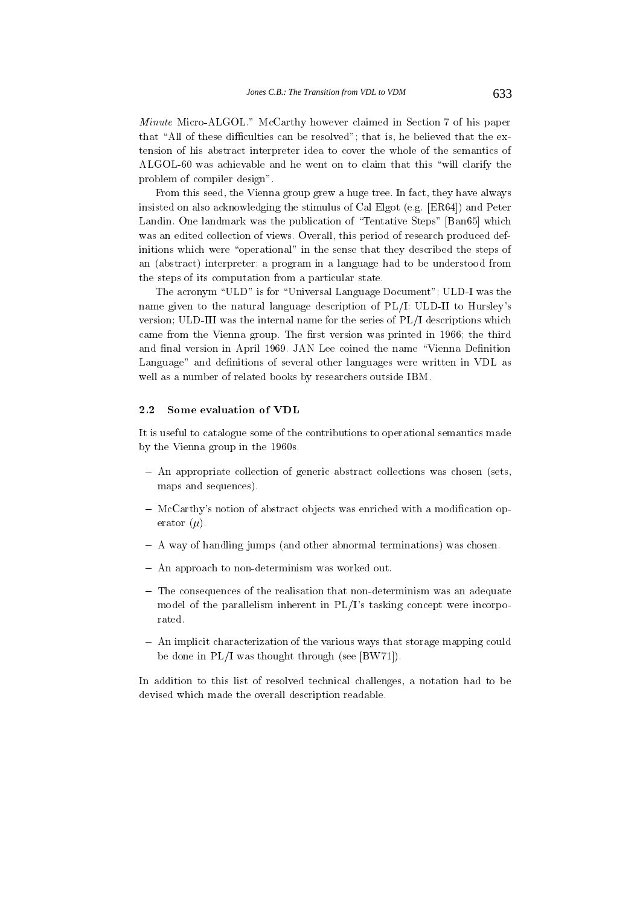*Minute* Micro-ALGOL." McCarthy however claimed in Section 7 of his paper that "All of these difficulties can be resolved"; that is, he believed that the extension of his abstract interpreter idea to cover the whole of the semantics of ALGOL-60 was achievable and he went on to claim that this "will clarify the problem of compiler design".

From this seed, the Vienna group grew a huge tree. In fact, they have always insisted on also acknowledging the stimulus of Cal Elgot (e.g. [ER64]) and Peter Landin. One landmark was the publication of "Tentative Steps" [Ban65] which was an edited collection of views. Overall, this period of research produced definitions which were "operational" in the sense that they described the steps of an (abstract) interpreter: a program in a language had to be understood from the steps of its computation from a particular state.

The acronym "ULD" is for "Universal Language Document"; ULD-I was the name given to the natural language description of PL/I; ULD-II to Hursley's version; ULD-III was the internal name for the series of PL/I descriptions which came from the Vienna group. The first version was printed in 1966; the third and final version in April 1969. JAN Lee coined the name "Vienna Definition Language" and definitions of several other languages were written in VDL as well as a number of related books by researchers outside IBM.

### 2.2 Some evaluation of VDL

It is useful to catalogue some of the contributions to operational semantics made by the Vienna group in the 1960s.

- An appropriate collection of generic abstract collections was chosen (sets, maps and sequences).
- McCarthy's notion of abstract objects was enriched with a modification operator ($\mu$).
- A way of handling jumps (and other abnormal terminations) was chosen.
- An approach to non-determinism was worked out.
- The consequences of the realisation that non-determinism was an adequate model of the parallelism inherent in PL/I's tasking concept were incorporated.
- An implicit characterization of the various ways that storage mapping could be done in PL/I was thought through (see [BW71]).

In addition to this list of resolved technical challenges, a notation had to be devised which made the overall description readable.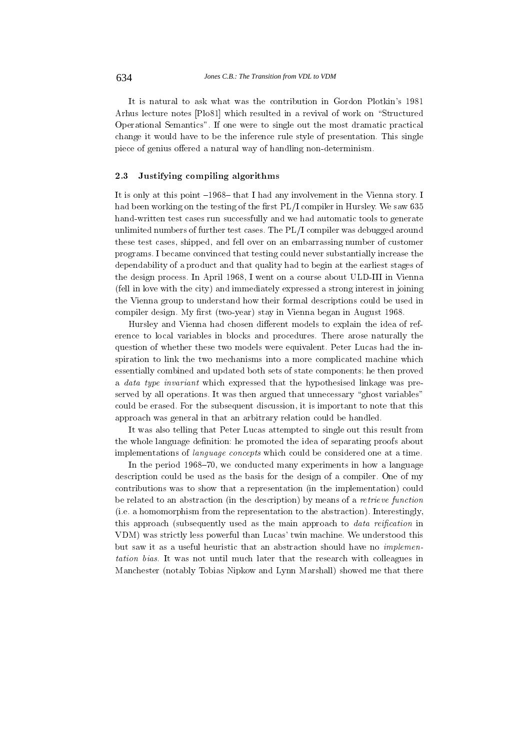It is natural to ask what was the contribution in Gordon Plotkin's 1981 Arhus lecture notes [Plo81] which resulted in a revival of work on "Structured Operational Semantics". If one were to single out the most dramatic practical change it would have to be the inference rule style of presentation. This single piece of genius offered a natural way of handling non-determinism.

### 2.3 Justifying compiling algorithms

It is only at this point –1968– that I had any involvement in the Vienna story. I had been working on the testing of the first PL/I compiler in Hursley. We saw 635 hand-written test cases run successfully and we had automatic tools to generate unlimited numbers of further test cases. The PL/I compiler was debugged around these test cases, shipped, and fell over on an embarrassing number of customer programs. I became convinced that testing could never substantially increase the dependability of a product and that quality had to begin at the earliest stages of the design process. In April 1968, I went on a course about ULD-III in Vienna (fell in love with the city) and immediately expressed a strong interest in joining the Vienna group to understand how their formal descriptions could be used in compiler design. My first (two-year) stay in Vienna began in August 1968.

Hursley and Vienna had chosen different models to explain the idea of reference to local variables in blocks and procedures. There arose naturally the question of whether these two models were equivalent. Peter Lucas had the inspiration to link the two mechanisms into a more complicated machine which essentially combined and updated both sets of state components; he then proved a *data type invariant* which expressed that the hypothesised linkage was preserved by all operations. It was then argued that unnecessary "ghost variables" could be erased. For the subsequent discussion, it is important to note that this approach was general in that an arbitrary relation could be handled.

It was also telling that Peter Lucas attempted to single out this result from the whole language definition: he promoted the idea of separating proofs about implementations of *language concepts* which could be considered one at a time.

In the period 1968–70, we conducted many experiments in how a language description could be used as the basis for the design of a compiler. One of my contributions was to show that a representation (in the implementation) could be related to an abstraction (in the description) by means of a *retrieve function* (i.e. a homomorphism from the representation to the abstraction). Interestingly, this approach (subsequently used as the main approach to *data reification* in VDM) was strictly less powerful than Lucas' twin machine. We understood this but saw it as a useful heuristic that an abstraction should have no *implementation bias*. It was not until much later that the research with colleagues in Manchester (notably Tobias Nipkow and Lynn Marshall) showed me that there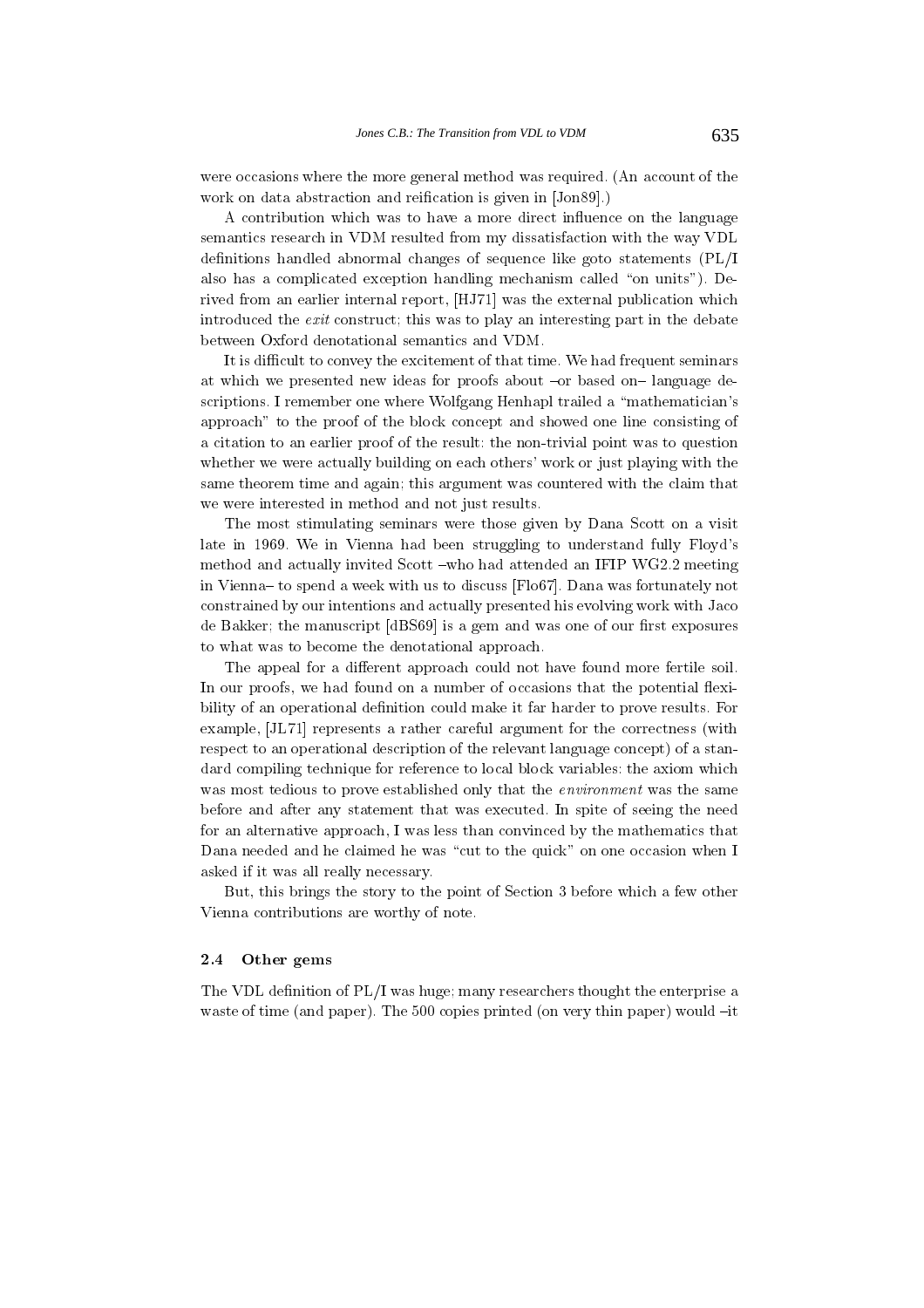were occasions where the more general method was required. (An account of the work on data abstraction and reification is given in [Jon89].)

A contribution which was to have a more direct influence on the language semantics research in VDM resulted from my dissatisfaction with the way VDL definitions handled abnormal changes of sequence like goto statements (PL/I also has a complicated exception handling mechanism called "on units"). Derived from an earlier internal report, [HJ71] was the external publication which introduced the *exit* construct; this was to play an interesting part in the debate between Oxford denotational semantics and VDM.

It is difficult to convey the excitement of that time. We had frequent seminars at which we presented new ideas for proofs about –or based on– language descriptions. I remember one where Wolfgang Henhapl trailed a "mathematician's approach" to the proof of the block concept and showed one line consisting of a citation to an earlier proof of the result: the non-trivial point was to question whether we were actually building on each others' work or just playing with the same theorem time and again; this argument was countered with the claim that we were interested in method and not just results.

The most stimulating seminars were those given by Dana Scott on a visit late in 1969. We in Vienna had been struggling to understand fully Floyd's method and actually invited Scott –who had attended an IFIP WG2.2 meeting in Vienna– to spend a week with us to discuss [Flo67]. Dana was fortunately not constrained by our intentions and actually presented his evolving work with Jaco de Bakker; the manuscript [dBS69] is a gem and was one of our first exposures to what was to become the denotational approach.

The appeal for a different approach could not have found more fertile soil. In our proofs, we had found on a number of occasions that the potential flexibility of an operational definition could make it far harder to prove results. For example, [JL71] represents a rather careful argument for the correctness (with respect to an operational description of the relevant language concept) of a standard compiling technique for reference to local block variables: the axiom which was most tedious to prove established only that the *environment* was the same before and after any statement that was executed. In spite of seeing the need for an alternative approach, I was less than convinced by the mathematics that Dana needed and he claimed he was "cut to the quick" on one occasion when I asked if it was all really necessary.

But, this brings the story to the point of Section 3 before which a few other Vienna contributions are worthy of note.

### 2.4 Other gems

The VDL definition of PL/I was huge; many researchers thought the enterprise a waste of time (and paper). The 500 copies printed (on very thin paper) would –it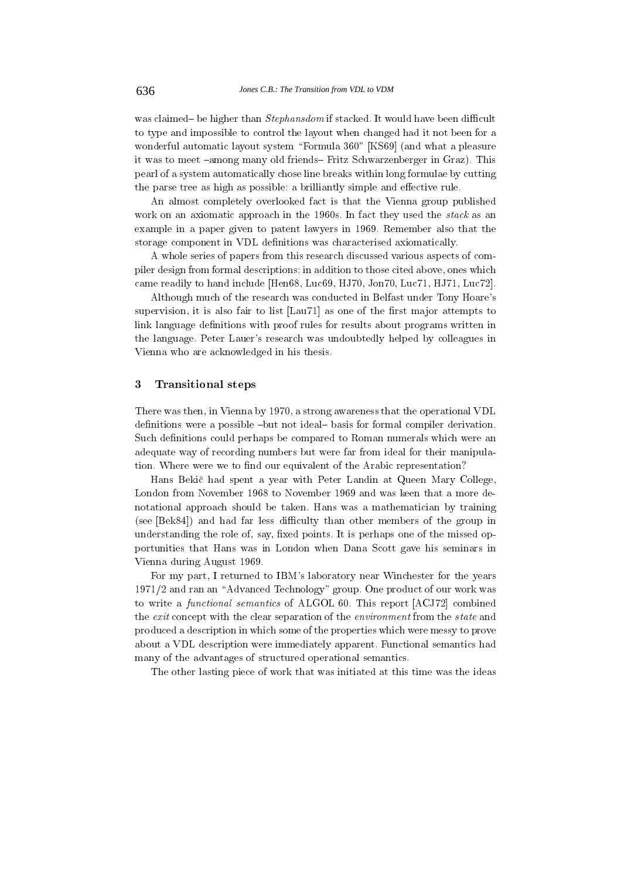was claimed– be higher than *Stephansdom* if stacked. It would have been difficult to type and impossible to control the layout when changed had it not been for a wonderful automatic layout system "Formula 360" [KS69] (and what a pleasure it was to meet –among many old friends– Fritz Schwarzenberger in Graz). This pearl of a system automatically chose line breaks within long formulae by cutting the parse tree as high as possible: a brilliantly simple and effective rule.

An almost completely overlooked fact is that the Vienna group published work on an axiomatic approach in the 1960s. In fact they used the *stack* as an example in a paper given to patent lawyers in 1969. Remember also that the storage component in VDL definitions was characterised axiomatically.

A whole series of papers from this research discussed various aspects of compiler design from formal descriptions; in addition to those cited above, ones which came readily to hand include [Hen68, Luc69, HJ70, Jon70, Luc71, HJ71, Luc72].

Although much of the research was conducted in Belfast under Tony Hoare's supervision, it is also fair to list [Lau71] as one of the first major attempts to link language definitions with proof rules for results about programs written in the language. Peter Lauer's research was undoubtedly helped by colleagues in Vienna who are acknowledged in his thesis.

## 3 Transitional steps

There was then, in Vienna by 1970, a strong awareness that the operational VDL definitions were a possible –but not ideal– basis for formal compiler derivation. Such definitions could perhaps be compared to Roman numerals which were an adequate way of recording numbers but were far from ideal for their manipulation. Where were we to find our equivalent of the Arabic representation?

Hans Bekič had spent a year with Peter Landin at Queen Mary College, London from November 1968 to November 1969 and was keen that a more denotational approach should be taken. Hans was a mathematician by training (see [Bek84]) and had far less difficulty than other members of the group in understanding the role of, say, fixed points. It is perhaps one of the missed opportunities that Hans was in London when Dana Scott gave his seminars in Vienna during August 1969.

For my part, I returned to IBM's laboratory near Winchester for the years 1971/2 and ran an "Advanced Technology" group. One product of our work was to write a *functional semantics* of ALGOL 60. This report [ACJ72] combined the *exit* concept with the clear separation of the *environment* from the *state* and produced a description in which some of the properties which were messy to prove about a VDL description were immediately apparent. Functional semantics had many of the advantages of structured operational semantics.

The other lasting piece of work that was initiated at this time was the ideas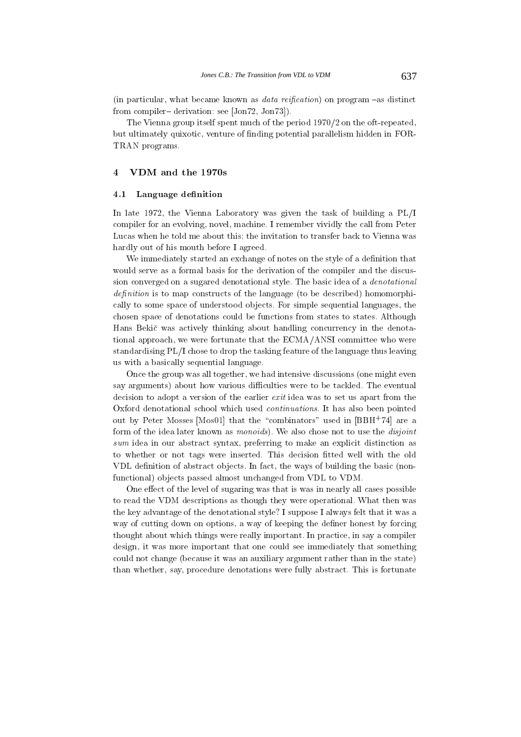(in particular, what became known as *data reification*) on program –as distinct from compiler– derivation: see [Jon72, Jon73]).

The Vienna group itself spent much of the period 1970/2 on the oft-repeated, but ultimately quixotic, venture of finding potential parallelism hidden in FORTRAN programs.

## 4 VDM and the 1970s

### 4.1 Language definition

In late 1972, the Vienna Laboratory was given the task of building a PL/I compiler for an evolving, novel, machine. I remember vividly the call from Peter Lucas when he told me about this; the invitation to transfer back to Vienna was hardly out of his mouth before I agreed.

We immediately started an exchange of notes on the style of a definition that would serve as a formal basis for the derivation of the compiler and the discussion converged on a sugared denotational style. The basic idea of a *denotational definition* is to map constructs of the language (to be described) homomorphically to some space of understood objects. For simple sequential languages, the chosen space of denotations could be functions from states to states. Although Hans Bekič was actively thinking about handling concurrency in the denotational approach, we were fortunate that the ECMA/ANSI committee who were standardising PL/I chose to drop the tasking feature of the language thus leaving us with a basically sequential language.

Once the group was all together, we had intensive discussions (one might even say arguments) about how various difficulties were to be tackled. The eventual decision to adopt a version of the earlier *exit* idea was to set us apart from the Oxford denotational school which used *continuations*. It has also been pointed out by Peter Mosses [Mos01] that the "combinators" used in [BBH+74] are a form of the idea later known as *monoids*). We also chose not to use the *disjoint sum* idea in our abstract syntax, preferring to make an explicit distinction as to whether or not tags were inserted. This decision fitted well with the old VDL definition of abstract objects. In fact, the ways of building the basic (non-functional) objects passed almost unchanged from VDL to VDM.

One effect of the level of sugaring was that is was in nearly all cases possible to read the VDM descriptions as though they were operational. What then was the key advantage of the denotational style? I suppose I always felt that it was a way of cutting down on options, a way of keeping the definer honest by forcing thought about which things were really important. In practice, in say a compiler design, it was more important that one could see immediately that something could not change (because it was an auxiliary argument rather than in the state) than whether, say, procedure denotations were fully abstract. This is fortunate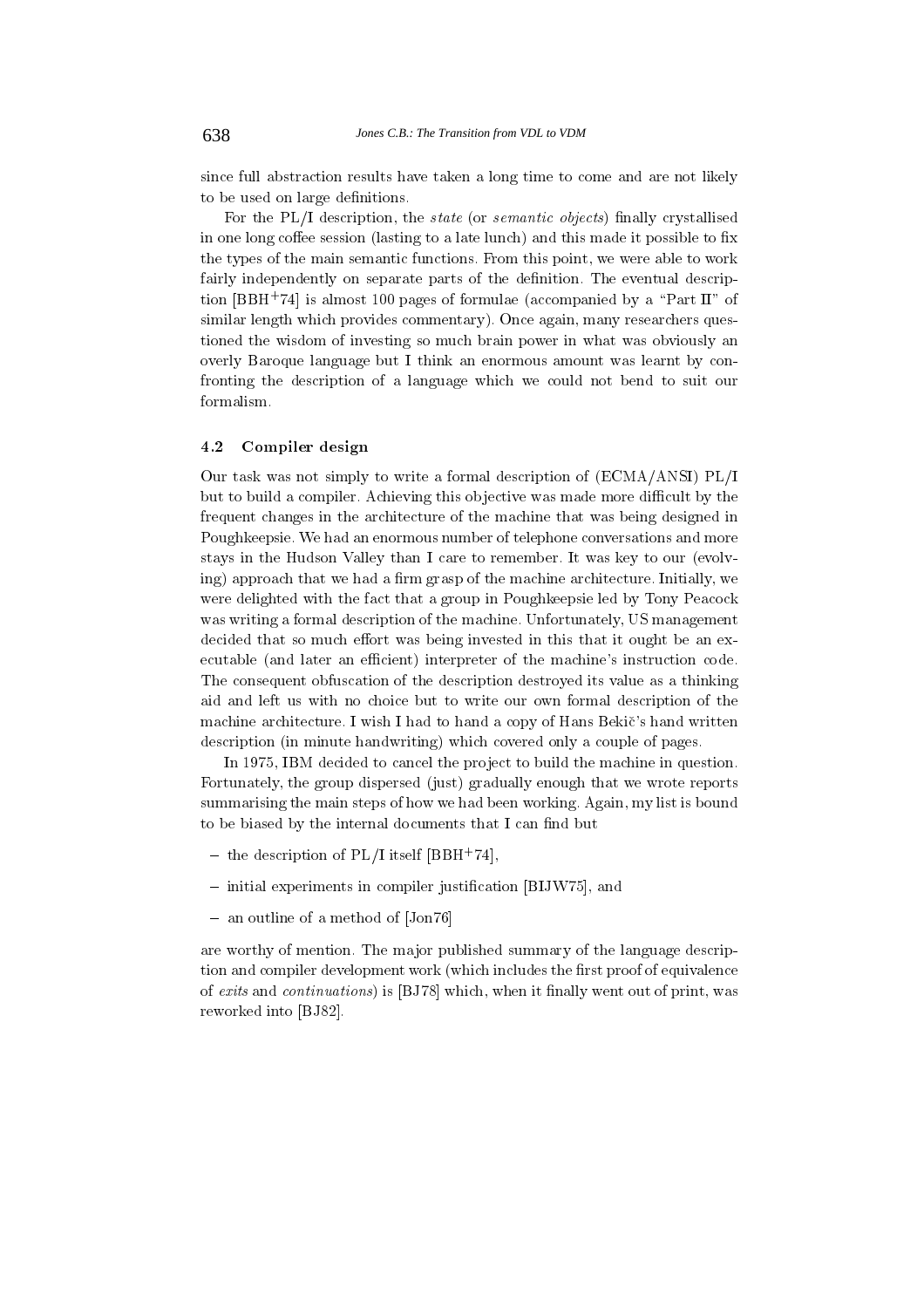since full abstraction results have taken a long time to come and are not likely to be used on large definitions.

For the PL/I description, the *state* (or *semantic objects*) finally crystallised in one long coffee session (lasting to a late lunch) and this made it possible to fix the types of the main semantic functions. From this point, we were able to work fairly independently on separate parts of the definition. The eventual description [BBH+74] is almost 100 pages of formulae (accompanied by a "Part II" of similar length which provides commentary). Once again, many researchers questioned the wisdom of investing so much brain power in what was obviously an overly Baroque language but I think an enormous amount was learnt by confronting the description of a language which we could not bend to suit our formalism.

### 4.2 Compiler design

Our task was not simply to write a formal description of (ECMA/ANSI) PL/I but to build a compiler. Achieving this objective was made more difficult by the frequent changes in the architecture of the machine that was being designed in Poughkeepsie. We had an enormous number of telephone conversations and more stays in the Hudson Valley than I care to remember. It was key to our (evolving) approach that we had a firm grasp of the machine architecture. Initially, we were delighted with the fact that a group in Poughkeepsie led by Tony Peacock was writing a formal description of the machine. Unfortunately, US management decided that so much effort was being invested in this that it ought be an executable (and later an efficient) interpreter of the machine's instruction code. The consequent obfuscation of the description destroyed its value as a thinking aid and left us with no choice but to write our own formal description of the machine architecture. I wish I had to hand a copy of Hans Bekič's hand written description (in minute handwriting) which covered only a couple of pages.

In 1975, IBM decided to cancel the project to build the machine in question. Fortunately, the group dispersed (just) gradually enough that we wrote reports summarising the main steps of how we had been working. Again, my list is bound to be biased by the internal documents that I can find but

- the description of PL/I itself [BBH+74],
- initial experiments in compiler justification [BIJW75], and
- an outline of a method of [Jon76]

are worthy of mention. The major published summary of the language description and compiler development work (which includes the first proof of equivalence of *exits* and *continuations*) is [BJ78] which, when it finally went out of print, was reworked into [BJ82].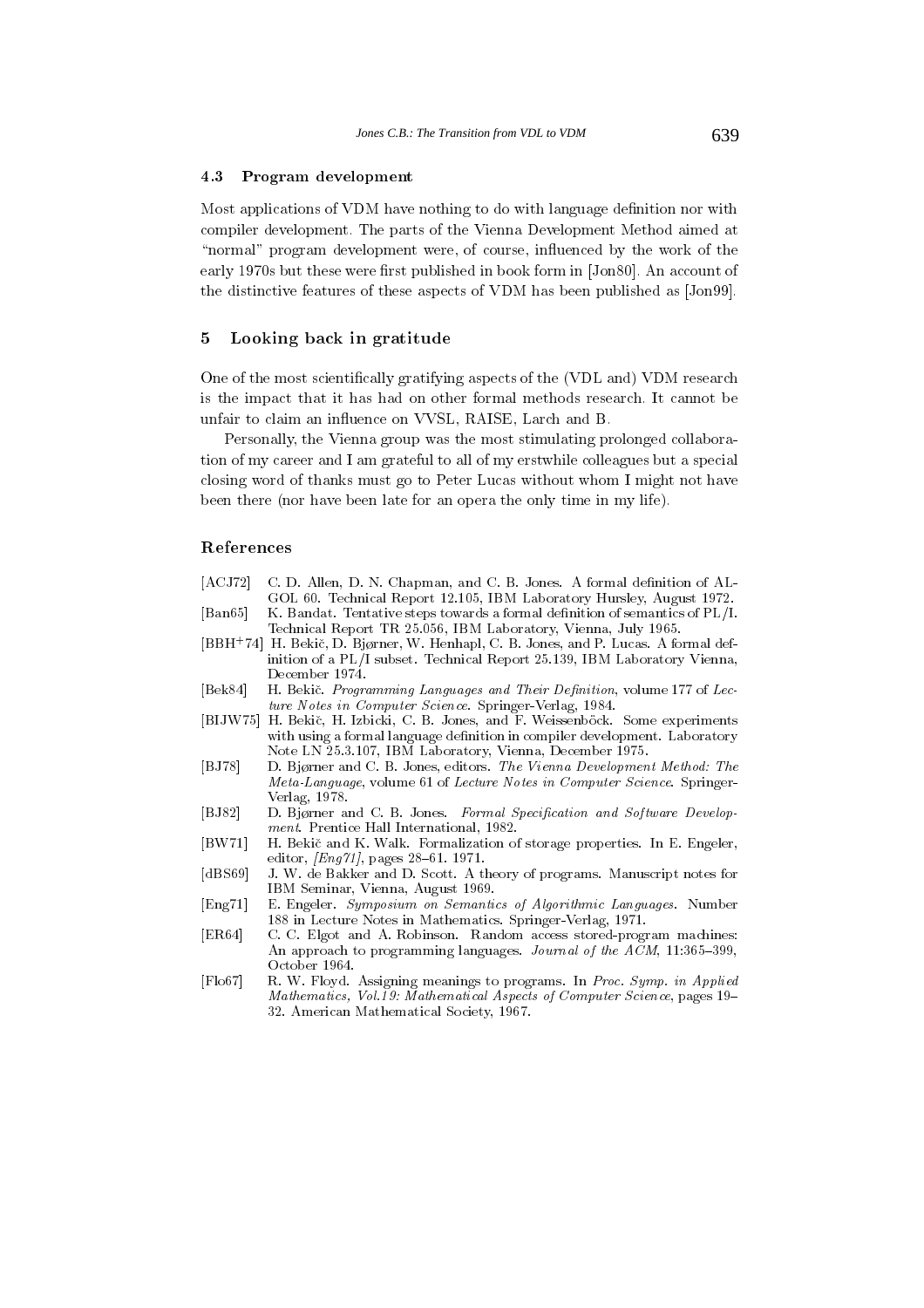### 4.3 Program development

Most applications of VDM have nothing to do with language definition nor with compiler development. The parts of the Vienna Development Method aimed at "normal" program development were, of course, influenced by the work of the early 1970s but these were first published in book form in [Jon80]. An account of the distinctive features of these aspects of VDM has been published as [Jon99].

## 5 Looking back in gratitude

One of the most scientifically gratifying aspects of the (VDL and) VDM research is the impact that it has had on other formal methods research. It cannot be unfair to claim an influence on VVSL, RAISE, Larch and B.

Personally, the Vienna group was the most stimulating prolonged collaboration of my career and I am grateful to all of my erstwhile colleagues but a special closing word of thanks must go to Peter Lucas without whom I might not have been there (nor have been late for an opera the only time in my life).

## References

- [ACJ72] C. D. Allen, D. N. Chapman, and C. B. Jones. A formal definition of ALGOL 60. Technical Report 12.105, IBM Laboratory Hursley, August 1972.
- [Ban65] K. Bandat. Tentative steps towards a formal definition of semantics of PL/I. Technical Report TR 25.056, IBM Laboratory, Vienna, July 1965.
- [BBH+74] H. Bekič, D. Bjørner, W. Henhapl, C. B. Jones, and P. Lucas. A formal definition of a PL/I subset. Technical Report 25.139, IBM Laboratory Vienna, December 1974.
- [Bek84] H. Bekič. *Programming Languages and Their Definition*, volume 177 of *Lecture Notes in Computer Science*. Springer-Verlag, 1984.
- [BIJW75] H. Bekič, H. Izbicki, C. B. Jones, and F. Weissenböck. Some experiments with using a formal language definition in compiler development. Laboratory Note LN 25.3.107, IBM Laboratory, Vienna, December 1975.
- [BJ78] D. Bjørner and C. B. Jones, editors. *The Vienna Development Method: The Meta-Language*, volume 61 of *Lecture Notes in Computer Science*. Springer-Verlag, 1978.
- [BJ82] D. Bjørner and C. B. Jones. *Formal Specification and Software Development*. Prentice Hall International, 1982.
- [BW71] H. Bekič and K. Walk. Formalization of storage properties. In E. Engeler, editor, *[Eng71]*, pages 28–61. 1971.
- [dBS69] J. W. de Bakker and D. Scott. A theory of programs. Manuscript notes for IBM Seminar, Vienna, August 1969.
- [Eng71] E. Engeler. *Symposium on Semantics of Algorithmic Languages*. Number 188 in Lecture Notes in Mathematics. Springer-Verlag, 1971.
- [ER64] C. C. Elgot and A. Robinson. Random access stored-program machines: An approach to programming languages. *Journal of the ACM*, 11:365–399, October 1964.
- [Flo67] R. W. Floyd. Assigning meanings to programs. In *Proc. Symp. in Applied Mathematics, Vol.19: Mathematical Aspects of Computer Science*, pages 19–32. American Mathematical Society, 1967.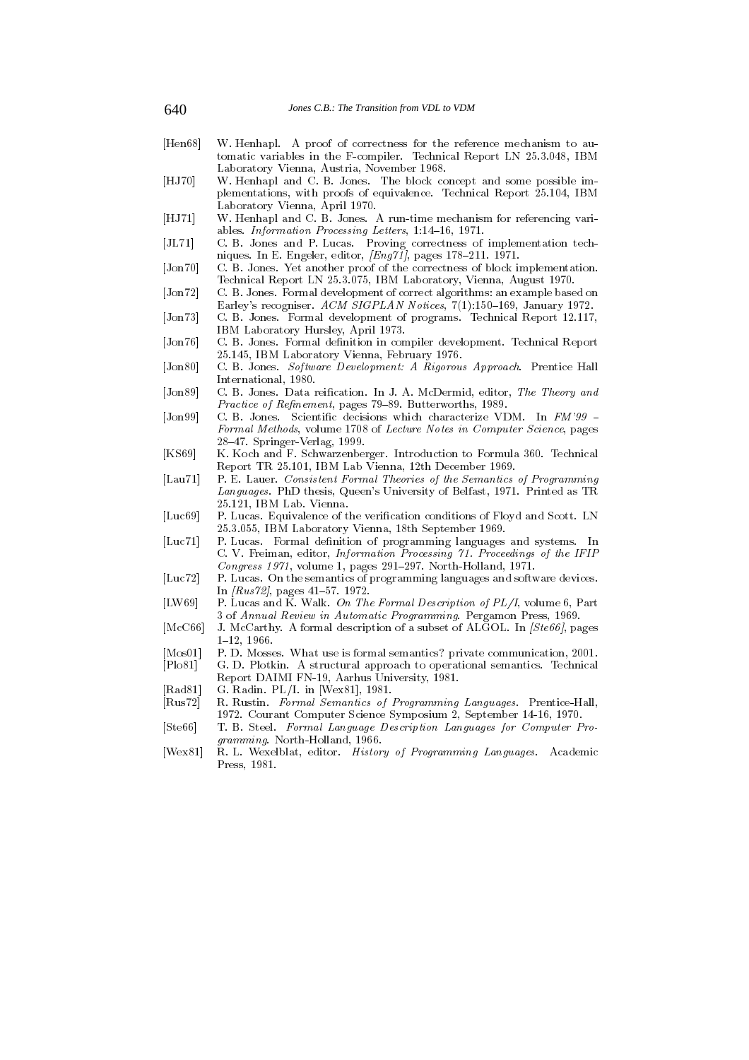[Hen68] W. Henhapl. A proof of correctness for the reference mechanism to automatic variables in the F-compiler. Technical Report LN 25.3.048, IBM Laboratory Vienna, Austria, November 1968.

[HJ70] W. Henhapl and C. B. Jones. The block concept and some possible implementations, with proofs of equivalence. Technical Report 25.104, IBM Laboratory Vienna, April 1970.

[HJ71] W. Henhapl and C. B. Jones. A run-time mechanism for referencing variables. *Information Processing Letters*, 1:14–16, 1971.

[JL71] C. B. Jones and P. Lucas. Proving correctness of implementation techniques. In E. Engeler, editor, *[Eng71]*, pages 178–211. 1971.

[Jon70] C. B. Jones. Yet another proof of the correctness of block implementation. Technical Report LN 25.3.075, IBM Laboratory, Vienna, August 1970.

[Jon72] C. B. Jones. Formal development of correct algorithms: an example based on Earley's recogniser. *ACM SIGPLAN Notices*, 7(1):150–169, January 1972.

[Jon73] C. B. Jones. Formal development of programs. Technical Report 12.117, IBM Laboratory Hursley, April 1973.

[Jon76] C. B. Jones. Formal definition in compiler development. Technical Report 25.145, IBM Laboratory Vienna, February 1976.

[Jon80] C. B. Jones. *Software Development: A Rigorous Approach*. Prentice Hall International, 1980.

[Jon89] C. B. Jones. Data reification. In J. A. McDermid, editor, *The Theory and Practice of Refinement*, pages 79–89. Butterworths, 1989.

[Jon99] C. B. Jones. Scientific decisions which characterize VDM. In *FM'99 – Formal Methods*, volume 1708 of *Lecture Notes in Computer Science*, pages 28–47. Springer-Verlag, 1999.

[KS69] K. Koch and F. Schwarzenberger. Introduction to Formula 360. Technical Report TR 25.101, IBM Lab Vienna, 12th December 1969.

[Lau71] P. E. Lauer. *Consistent Formal Theories of the Semantics of Programming Languages*. PhD thesis, Queen's University of Belfast, 1971. Printed as TR 25.121, IBM Lab. Vienna.

[Luc69] P. Lucas. Equivalence of the verification conditions of Floyd and Scott. LN 25.3.055, IBM Laboratory Vienna, 18th September 1969.

[Luc71] P. Lucas. Formal definition of programming languages and systems. In C. V. Freiman, editor, *Information Processing 71. Proceedings of the IFIP Congress 1971*, volume 1, pages 291–297. North-Holland, 1971.

[Luc72] P. Lucas. On the semantics of programming languages and software devices. In *[Rus72]*, pages 41–57. 1972.

[LW69] P. Lucas and K. Walk. *On The Formal Description of PL/I*, volume 6, Part 3 of *Annual Review in Automatic Programming*. Pergamon Press, 1969.

[McC66] J. McCarthy. A formal description of a subset of ALGOL. In *[Ste66]*, pages 1–12, 1966.

[Mos01] P. D. Mosses. What use is formal semantics? private communication, 2001.

[Plo81] G. D. Plotkin. A structural approach to operational semantics. Technical Report DAIMI FN-19, Aarhus University, 1981.

[Rad81] G. Radin. PL/I. in [Wex81], 1981.

[Rus72] R. Rustin. *Formal Semantics of Programming Languages*. Prentice-Hall, 1972. Courant Computer Science Symposium 2, September 14-16, 1970.

[Ste66] T. B. Steel. *Formal Language Description Languages for Computer Programming*. North-Holland, 1966.

[Wex81] R. L. Wexelblat, editor. *History of Programming Languages*. Academic Press, 1981.